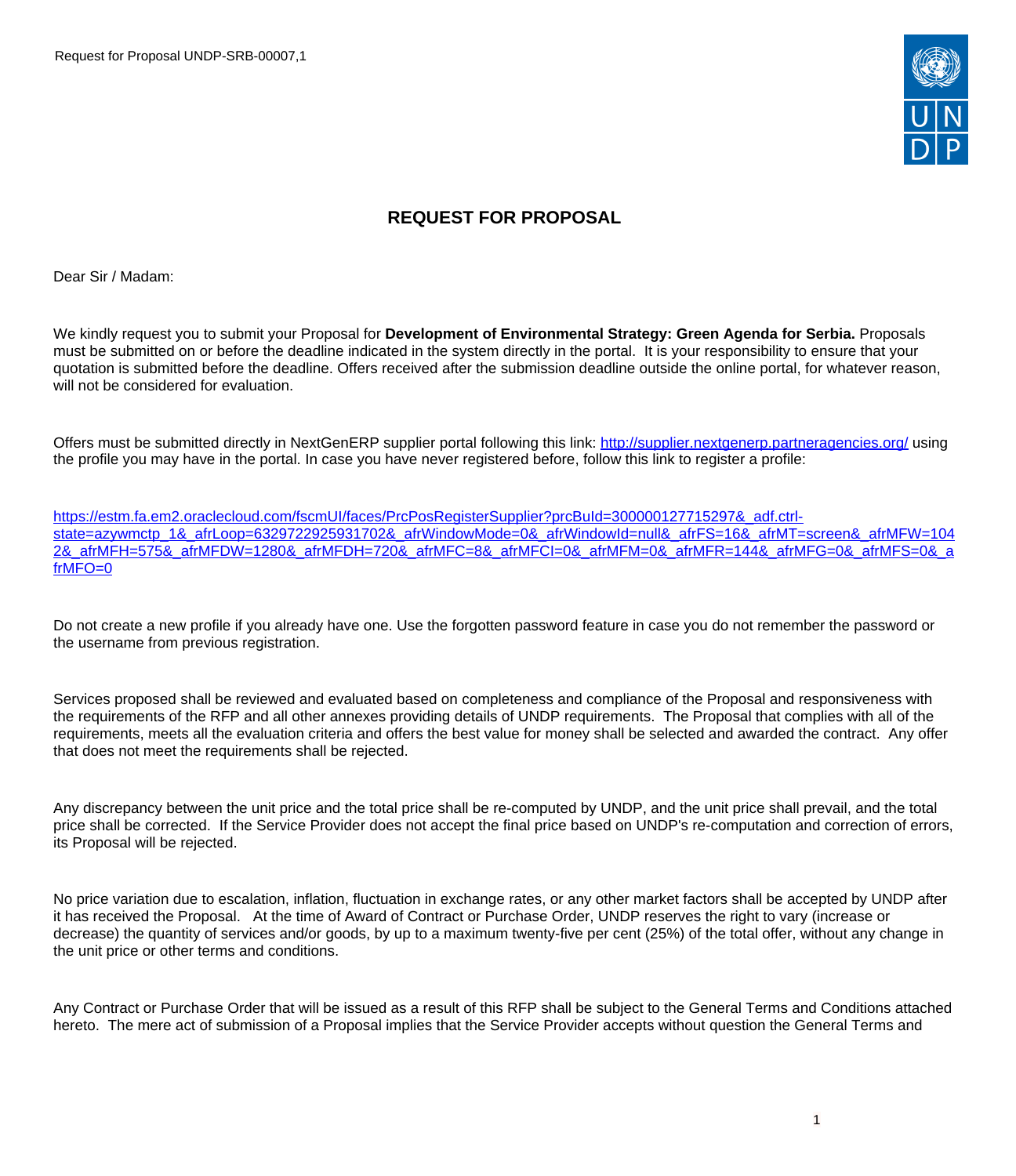# REQUEST FOR PROPOSAL

Dear Sir / Madam:

We kindly request you to submit your Proposal for **Development of Environmental Strategy: Green Agenda for Serbia.** Proposals must be submitted on or before the deadline indicated in the system directly in the portal. It is your responsibility to ensure that your quotation is submitted before the deadline. Offers received after the submission deadline outside the online portal, for whatever reason, will not be considered for evaluation.

Offers must be submitted directly in NextGenERP supplier portal following this link: http://supplier.nextgenerp.partneragencies.org/ using the profile you may have in the portal. In case you have never registered before, follow this link to register a profile:

https://estm.fa.em2.oraclecloud.com/fscmUI/faces/PrcPosRegisterSupplier?prcBuId=300000127715297&_adf.ctrl-state=azywmctp_1&_afrLoop=6329722925931702&_afrWindowMode=0&_afrWindowId=null&_afrFS=16&_afrMT=screen&_afrMFW=1042&_afrMFH=575&_afrMFDW=1280&_afrMFDH=720&_afrMFC=8&_afrMFCI=0&_afrMFM=0&_afrMFR=144&_afrMFG=0&_afrMFS=0&_afrMFO=0

Do not create a new profile if you already have one. Use the forgotten password feature in case you do not remember the password or the username from previous registration.

Services proposed shall be reviewed and evaluated based on completeness and compliance of the Proposal and responsiveness with the requirements of the RFP and all other annexes providing details of UNDP requirements. The Proposal that complies with all of the requirements, meets all the evaluation criteria and offers the best value for money shall be selected and awarded the contract. Any offer that does not meet the requirements shall be rejected.

Any discrepancy between the unit price and the total price shall be re-computed by UNDP, and the unit price shall prevail, and the total price shall be corrected. If the Service Provider does not accept the final price based on UNDP's re-computation and correction of errors, its Proposal will be rejected.

No price variation due to escalation, inflation, fluctuation in exchange rates, or any other market factors shall be accepted by UNDP after it has received the Proposal. At the time of Award of Contract or Purchase Order, UNDP reserves the right to vary (increase or decrease) the quantity of services and/or goods, by up to a maximum twenty-five per cent (25%) of the total offer, without any change in the unit price or other terms and conditions.

Any Contract or Purchase Order that will be issued as a result of this RFP shall be subject to the General Terms and Conditions attached hereto. The mere act of submission of a Proposal implies that the Service Provider accepts without question the General Terms and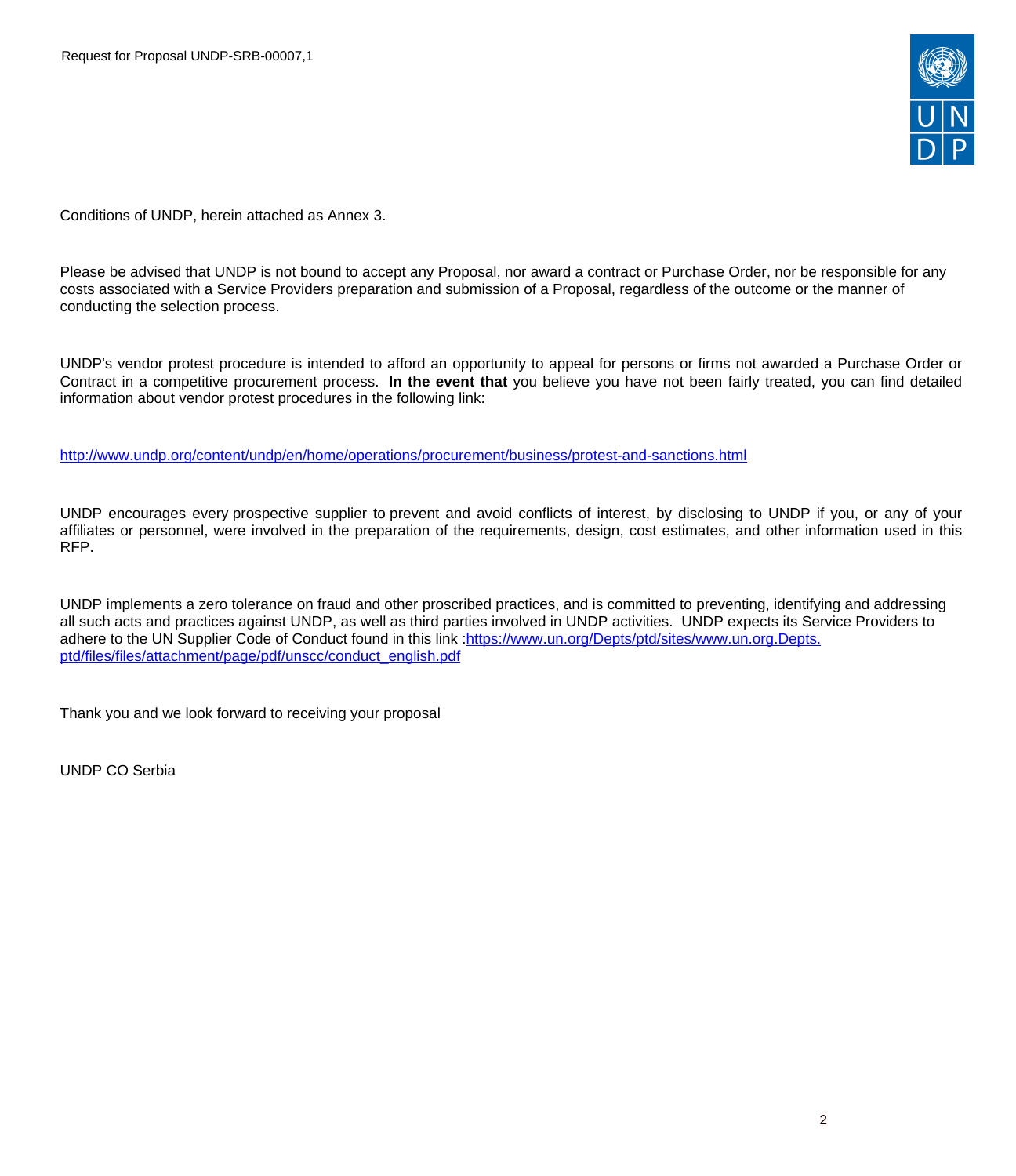Conditions of UNDP, herein attached as Annex 3.

Please be advised that UNDP is not bound to accept any Proposal, nor award a contract or Purchase Order, nor be responsible for any costs associated with a Service Providers preparation and submission of a Proposal, regardless of the outcome or the manner of conducting the selection process.

UNDP's vendor protest procedure is intended to afford an opportunity to appeal for persons or firms not awarded a Purchase Order or Contract in a competitive procurement process. **In the event that** you believe you have not been fairly treated, you can find detailed information about vendor protest procedures in the following link:

http://www.undp.org/content/undp/en/home/operations/procurement/business/protest-and-sanctions.html

UNDP encourages every prospective supplier to prevent and avoid conflicts of interest, by disclosing to UNDP if you, or any of your affiliates or personnel, were involved in the preparation of the requirements, design, cost estimates, and other information used in this RFP.

UNDP implements a zero tolerance on fraud and other proscribed practices, and is committed to preventing, identifying and addressing all such acts and practices against UNDP, as well as third parties involved in UNDP activities. UNDP expects its Service Providers to adhere to the UN Supplier Code of Conduct found in this link :https://www.un.org/Depts/ptd/sites/www.un.org.Depts.ptd/files/files/attachment/page/pdf/unscc/conduct_english.pdf

Thank you and we look forward to receiving your proposal

UNDP CO Serbia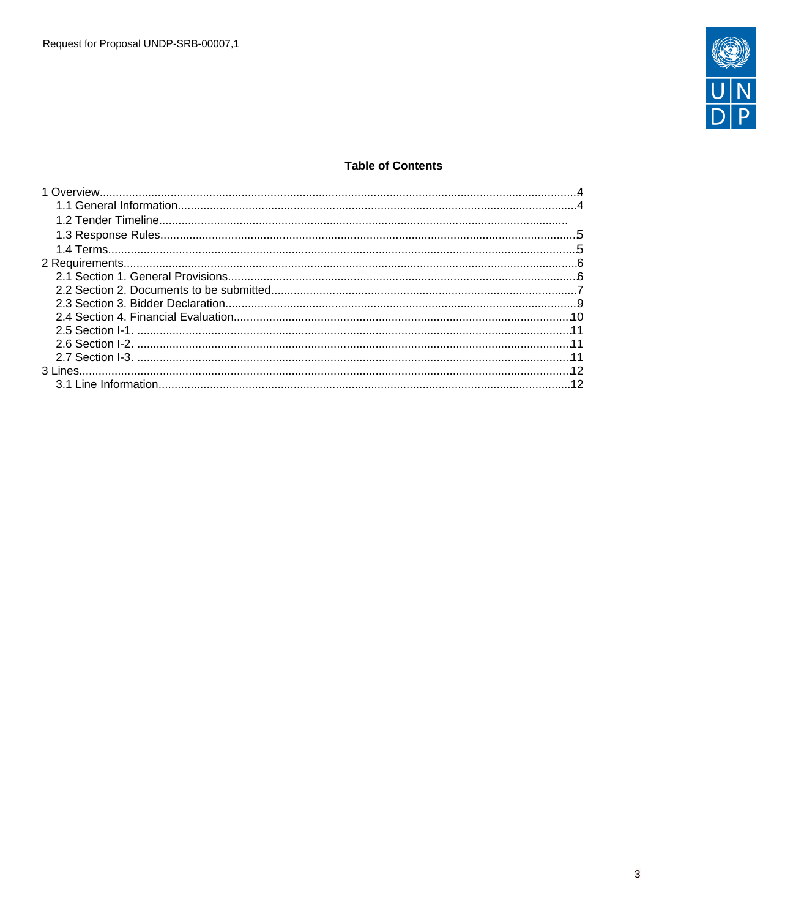**Table of Contents**

1 Overview....4
- 1.1 General Information....4
- 1.2 Tender Timeline....
- 1.3 Response Rules....5
- 1.4 Terms....5

2 Requirements....6
- 2.1 Section 1. General Provisions....6
- 2.2 Section 2. Documents to be submitted....7
- 2.3 Section 3. Bidder Declaration....9
- 2.4 Section 4. Financial Evaluation....10
- 2.5 Section I-1. ....11
- 2.6 Section I-2. ....11
- 2.7 Section I-3. ....11

3 Lines....12
- 3.1 Line Information....12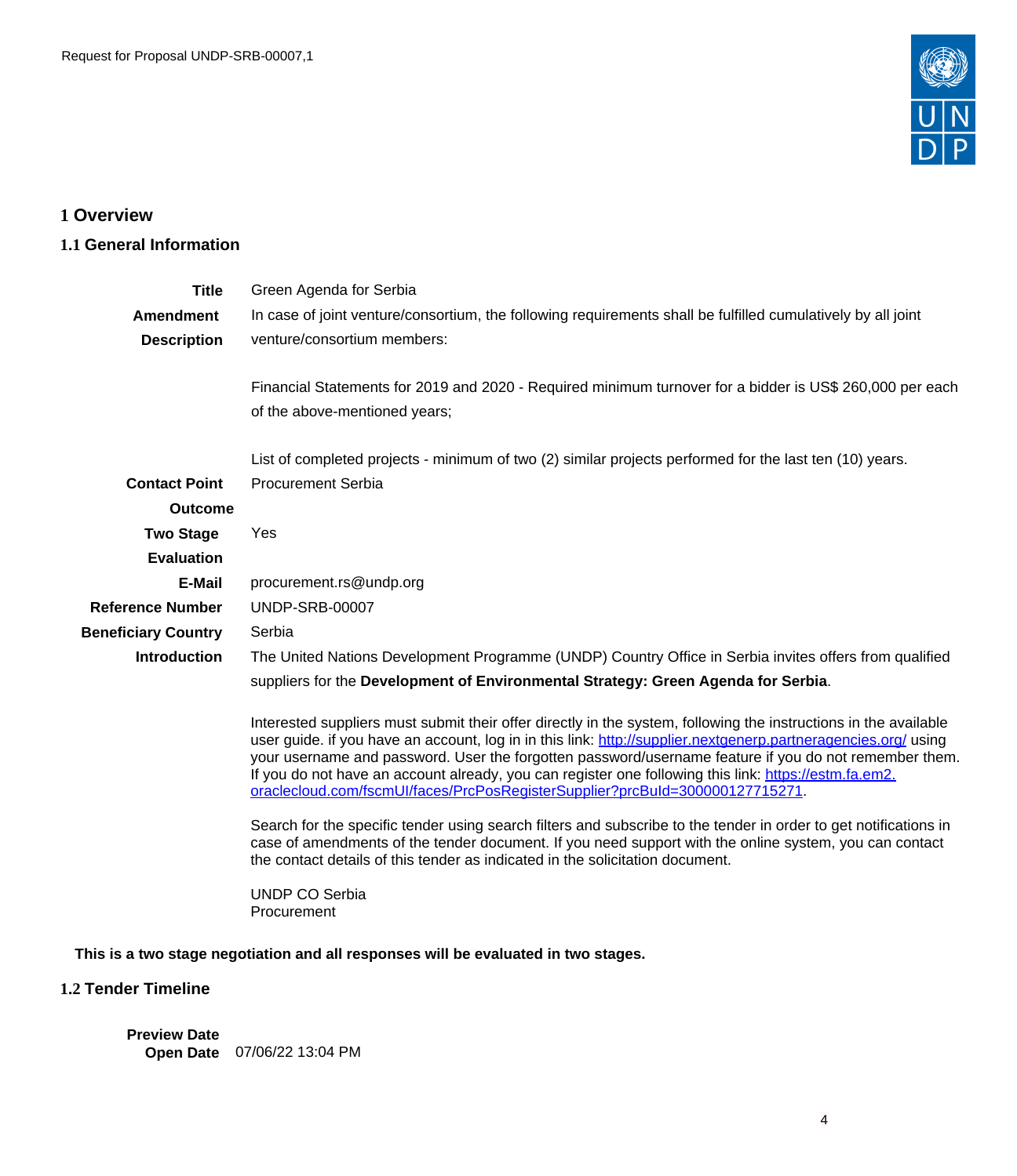# 1 Overview

## 1.1 General Information

**Title** Green Agenda for Serbia

**Amendment Description** In case of joint venture/consortium, the following requirements shall be fulfilled cumulatively by all joint venture/consortium members:

Financial Statements for 2019 and 2020 - Required minimum turnover for a bidder is US$ 260,000 per each of the above-mentioned years;

List of completed projects - minimum of two (2) similar projects performed for the last ten (10) years.

**Contact Point** Procurement Serbia

**Outcome**

**Two Stage Evaluation** Yes

**E-Mail** procurement.rs@undp.org

**Reference Number** UNDP-SRB-00007

**Beneficiary Country** Serbia

**Introduction** The United Nations Development Programme (UNDP) Country Office in Serbia invites offers from qualified suppliers for the **Development of Environmental Strategy: Green Agenda for Serbia**.

Interested suppliers must submit their offer directly in the system, following the instructions in the available user guide. if you have an account, log in in this link: http://supplier.nextgenerp.partneragencies.org/ using your username and password. User the forgotten password/username feature if you do not remember them. If you do not have an account already, you can register one following this link: https://estm.fa.em2.oraclecloud.com/fscmUI/faces/PrcPosRegisterSupplier?prcBuId=300000127715271.

Search for the specific tender using search filters and subscribe to the tender in order to get notifications in case of amendments of the tender document. If you need support with the online system, you can contact the contact details of this tender as indicated in the solicitation document.

UNDP CO Serbia
Procurement

**This is a two stage negotiation and all responses will be evaluated in two stages.**

## 1.2 Tender Timeline

**Preview Date**

**Open Date** 07/06/22 13:04 PM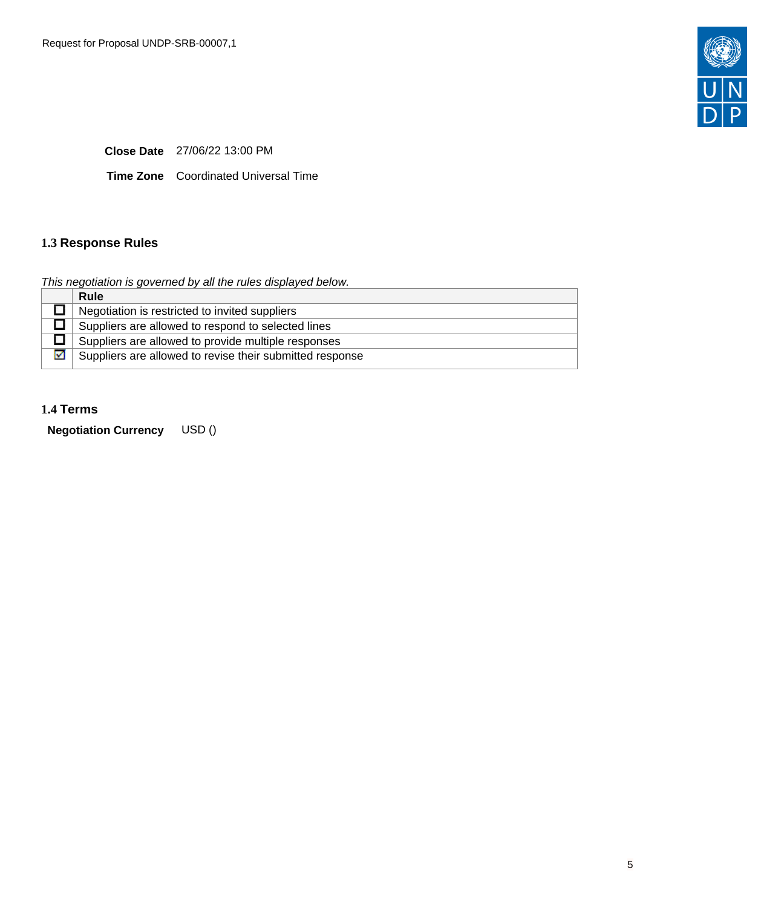**Close Date** 27/06/22 13:00 PM

**Time Zone** Coordinated Universal Time

## 1.3 Response Rules

*This negotiation is governed by all the rules displayed below.*

| | Rule |
|---|---|
| ☐ | Negotiation is restricted to invited suppliers |
| ☐ | Suppliers are allowed to respond to selected lines |
| ☐ | Suppliers are allowed to provide multiple responses |
| ☑ | Suppliers are allowed to revise their submitted response |

## 1.4 Terms

**Negotiation Currency** USD ()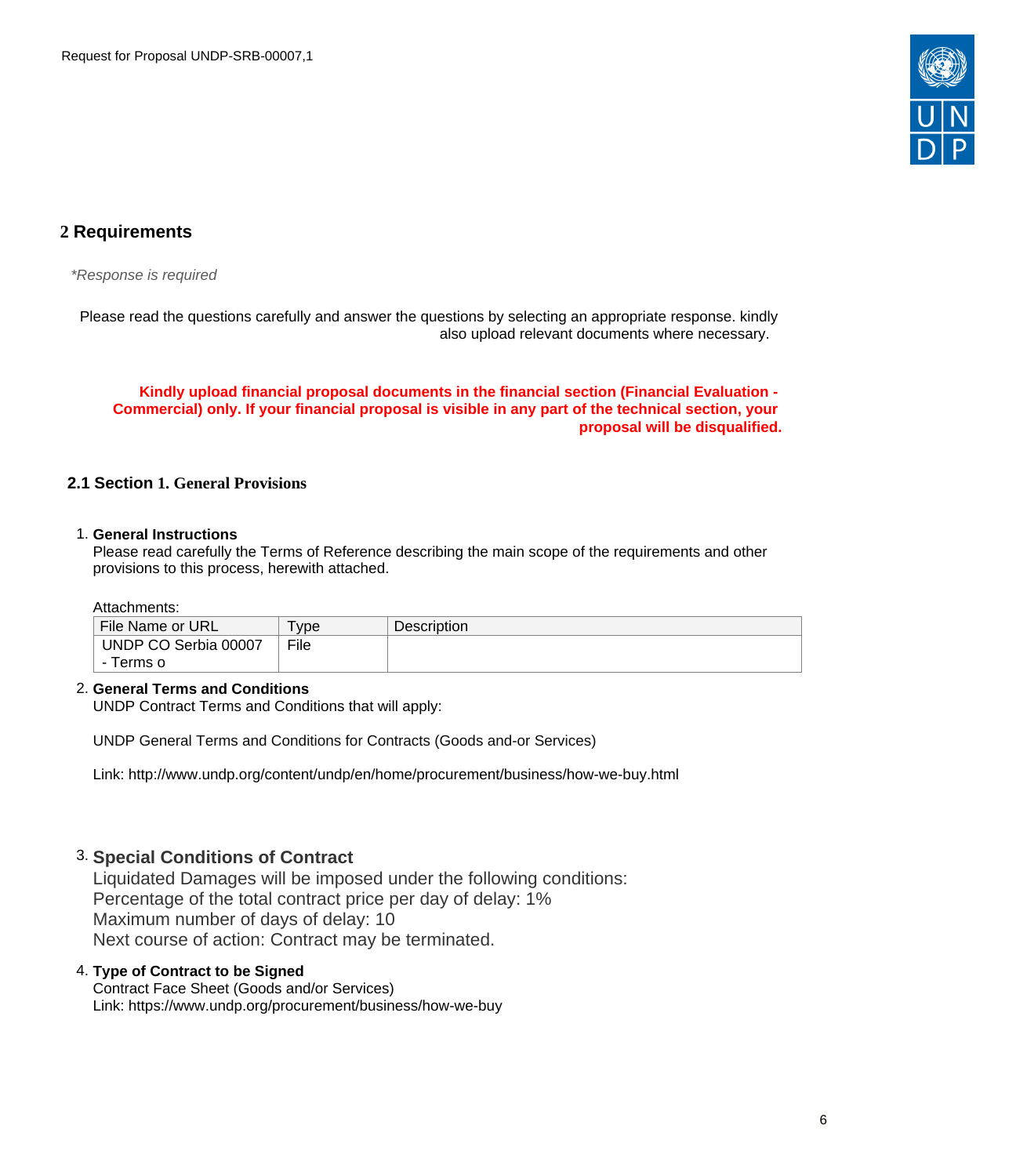## 2 Requirements

*\*Response is required*

Please read the questions carefully and answer the questions by selecting an appropriate response. kindly also upload relevant documents where necessary.

**Kindly upload financial proposal documents in the financial section (Financial Evaluation - Commercial) only. If your financial proposal is visible in any part of the technical section, your proposal will be disqualified.**

### 2.1 Section 1. General Provisions

1. **General Instructions**
   Please read carefully the Terms of Reference describing the main scope of the requirements and other provisions to this process, herewith attached.

   Attachments:

   | File Name or URL | Type | Description |
   |---|---|---|
   | UNDP CO Serbia 00007 - Terms o | File | |

2. **General Terms and Conditions**
   UNDP Contract Terms and Conditions that will apply:

   UNDP General Terms and Conditions for Contracts (Goods and-or Services)

   Link: http://www.undp.org/content/undp/en/home/procurement/business/how-we-buy.html

3. **Special Conditions of Contract**
   Liquidated Damages will be imposed under the following conditions:
   Percentage of the total contract price per day of delay: 1%
   Maximum number of days of delay: 10
   Next course of action: Contract may be terminated.

4. **Type of Contract to be Signed**
   Contract Face Sheet (Goods and/or Services)
   Link: https://www.undp.org/procurement/business/how-we-buy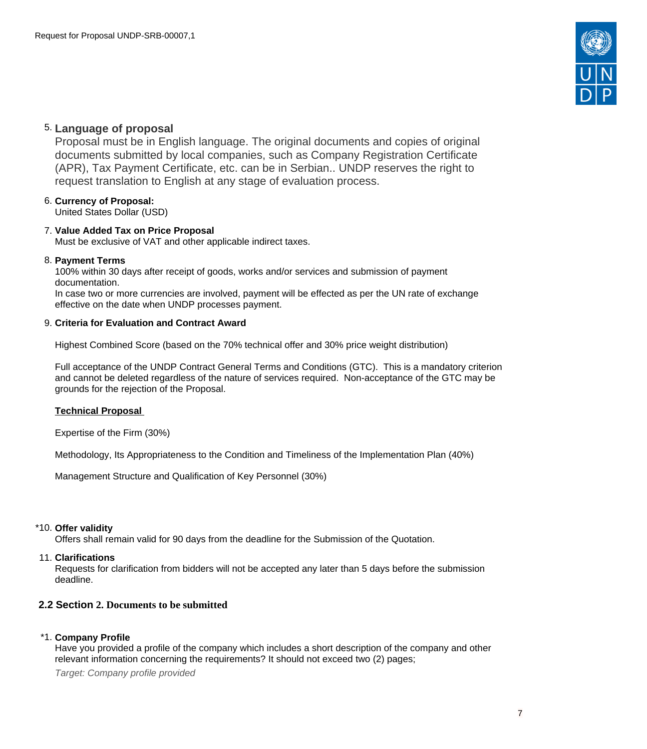5. **Language of proposal**
   Proposal must be in English language. The original documents and copies of original documents submitted by local companies, such as Company Registration Certificate (APR), Tax Payment Certificate, etc. can be in Serbian.. UNDP reserves the right to request translation to English at any stage of evaluation process.

6. **Currency of Proposal:**
   United States Dollar (USD)

7. **Value Added Tax on Price Proposal**
   Must be exclusive of VAT and other applicable indirect taxes.

8. **Payment Terms**
   100% within 30 days after receipt of goods, works and/or services and submission of payment documentation.
   In case two or more currencies are involved, payment will be effected as per the UN rate of exchange effective on the date when UNDP processes payment.

9. **Criteria for Evaluation and Contract Award**

   Highest Combined Score (based on the 70% technical offer and 30% price weight distribution)

   Full acceptance of the UNDP Contract General Terms and Conditions (GTC). This is a mandatory criterion and cannot be deleted regardless of the nature of services required. Non-acceptance of the GTC may be grounds for the rejection of the Proposal.

   **Technical Proposal**

   Expertise of the Firm (30%)

   Methodology, Its Appropriateness to the Condition and Timeliness of the Implementation Plan (40%)

   Management Structure and Qualification of Key Personnel (30%)

*10. **Offer validity**
   Offers shall remain valid for 90 days from the deadline for the Submission of the Quotation.

11. **Clarifications**
   Requests for clarification from bidders will not be accepted any later than 5 days before the submission deadline.

## 2.2 Section 2. Documents to be submitted

*1. **Company Profile**
   Have you provided a profile of the company which includes a short description of the company and other relevant information concerning the requirements? It should not exceed two (2) pages;

   *Target: Company profile provided*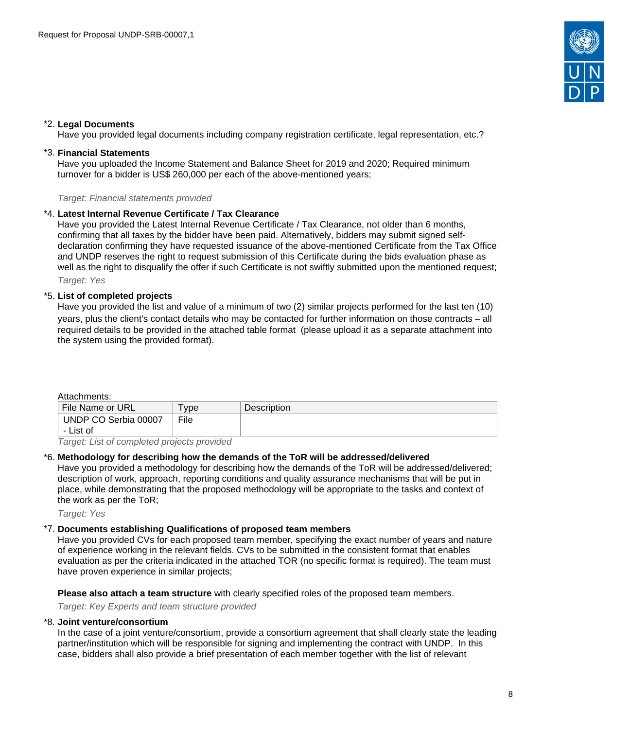*2. **Legal Documents**
Have you provided legal documents including company registration certificate, legal representation, etc.?

*3. **Financial Statements**
Have you uploaded the Income Statement and Balance Sheet for 2019 and 2020; Required minimum turnover for a bidder is US$ 260,000 per each of the above-mentioned years;

*Target: Financial statements provided*

*4. **Latest Internal Revenue Certificate / Tax Clearance**
Have you provided the Latest Internal Revenue Certificate / Tax Clearance, not older than 6 months, confirming that all taxes by the bidder have been paid. Alternatively, bidders may submit signed self-declaration confirming they have requested issuance of the above-mentioned Certificate from the Tax Office and UNDP reserves the right to request submission of this Certificate during the bids evaluation phase as well as the right to disqualify the offer if such Certificate is not swiftly submitted upon the mentioned request;

*Target: Yes*

*5. **List of completed projects**
Have you provided the list and value of a minimum of two (2) similar projects performed for the last ten (10) years, plus the client's contact details who may be contacted for further information on those contracts – all required details to be provided in the attached table format (please upload it as a separate attachment into the system using the provided format).

Attachments:

| File Name or URL | Type | Description |
|---|---|---|
| UNDP CO Serbia 00007 - List of | File | |

*Target: List of completed projects provided*

*6. **Methodology for describing how the demands of the ToR will be addressed/delivered**
Have you provided a methodology for describing how the demands of the ToR will be addressed/delivered; description of work, approach, reporting conditions and quality assurance mechanisms that will be put in place, while demonstrating that the proposed methodology will be appropriate to the tasks and context of the work as per the ToR;

*Target: Yes*

*7. **Documents establishing Qualifications of proposed team members**
Have you provided CVs for each proposed team member, specifying the exact number of years and nature of experience working in the relevant fields. CVs to be submitted in the consistent format that enables evaluation as per the criteria indicated in the attached TOR (no specific format is required). The team must have proven experience in similar projects;

**Please also attach a team structure** with clearly specified roles of the proposed team members.

*Target: Key Experts and team structure provided*

*8. **Joint venture/consortium**
In the case of a joint venture/consortium, provide a consortium agreement that shall clearly state the leading partner/institution which will be responsible for signing and implementing the contract with UNDP. In this case, bidders shall also provide a brief presentation of each member together with the list of relevant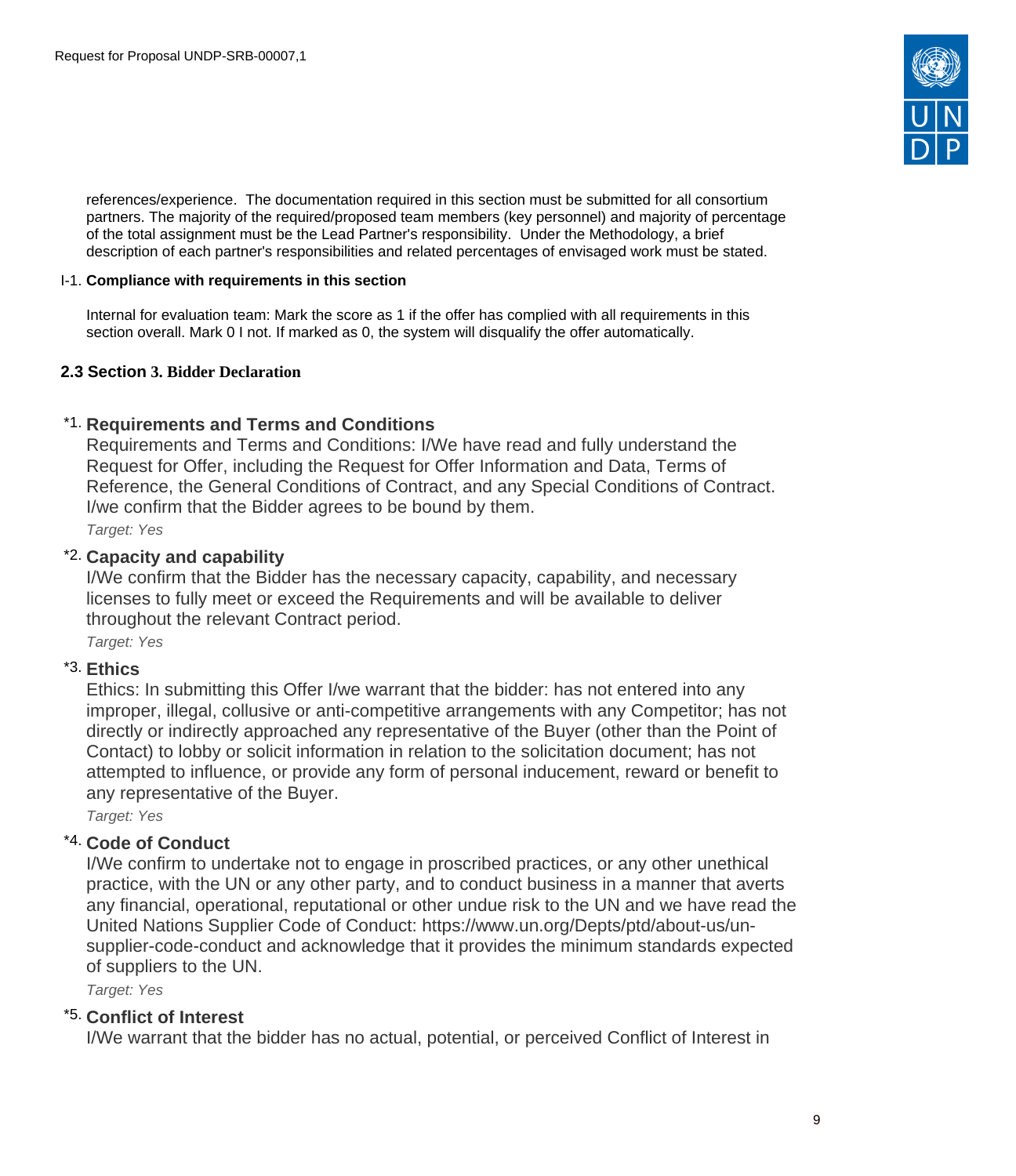references/experience. The documentation required in this section must be submitted for all consortium partners. The majority of the required/proposed team members (key personnel) and majority of percentage of the total assignment must be the Lead Partner's responsibility. Under the Methodology, a brief description of each partner's responsibilities and related percentages of envisaged work must be stated.

I-1. **Compliance with requirements in this section**

Internal for evaluation team: Mark the score as 1 if the offer has complied with all requirements in this section overall. Mark 0 I not. If marked as 0, the system will disqualify the offer automatically.

## 2.3 Section 3. Bidder Declaration

*1. **Requirements and Terms and Conditions**

Requirements and Terms and Conditions: I/We have read and fully understand the Request for Offer, including the Request for Offer Information and Data, Terms of Reference, the General Conditions of Contract, and any Special Conditions of Contract. I/we confirm that the Bidder agrees to be bound by them.

*Target: Yes*

*2. **Capacity and capability**

I/We confirm that the Bidder has the necessary capacity, capability, and necessary licenses to fully meet or exceed the Requirements and will be available to deliver throughout the relevant Contract period.

*Target: Yes*

*3. **Ethics**

Ethics: In submitting this Offer I/we warrant that the bidder: has not entered into any improper, illegal, collusive or anti-competitive arrangements with any Competitor; has not directly or indirectly approached any representative of the Buyer (other than the Point of Contact) to lobby or solicit information in relation to the solicitation document; has not attempted to influence, or provide any form of personal inducement, reward or benefit to any representative of the Buyer.

*Target: Yes*

*4. **Code of Conduct**

I/We confirm to undertake not to engage in proscribed practices, or any other unethical practice, with the UN or any other party, and to conduct business in a manner that averts any financial, operational, reputational or other undue risk to the UN and we have read the United Nations Supplier Code of Conduct: https://www.un.org/Depts/ptd/about-us/un-supplier-code-conduct and acknowledge that it provides the minimum standards expected of suppliers to the UN.

*Target: Yes*

*5. **Conflict of Interest**

I/We warrant that the bidder has no actual, potential, or perceived Conflict of Interest in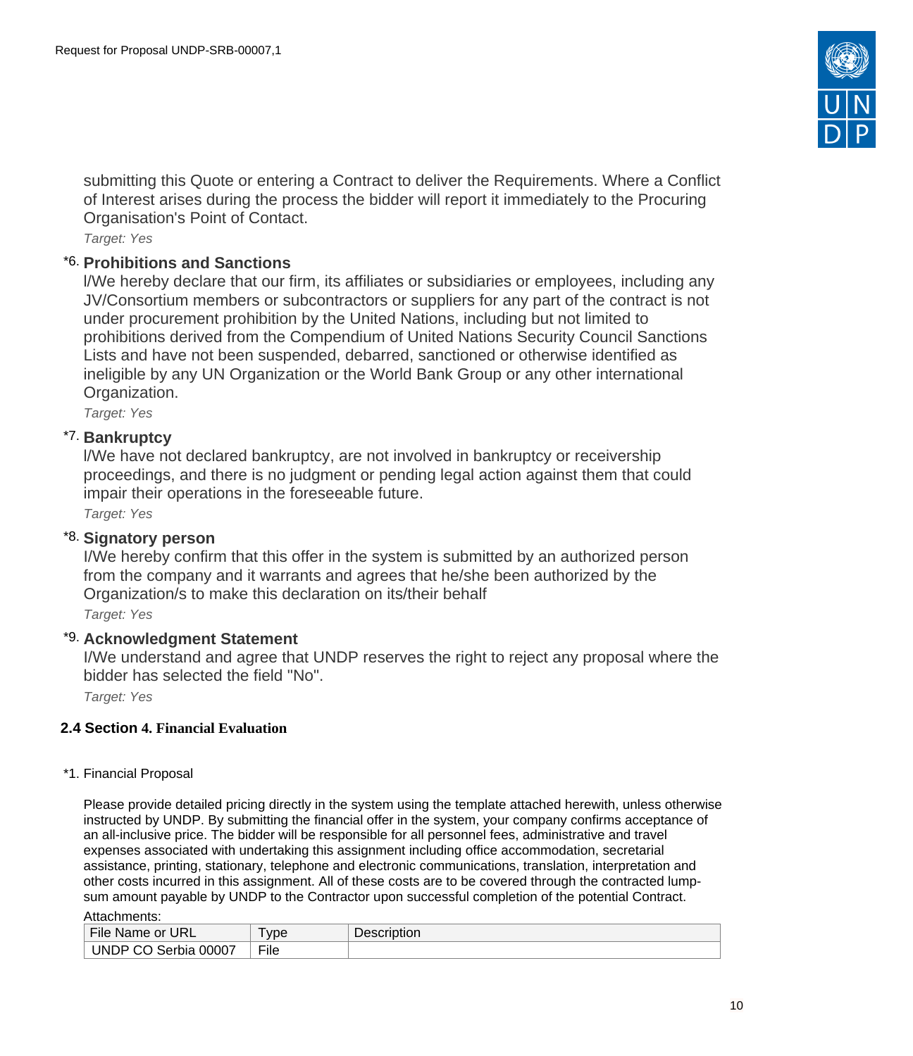submitting this Quote or entering a Contract to deliver the Requirements. Where a Conflict of Interest arises during the process the bidder will report it immediately to the Procuring Organisation's Point of Contact.

*Target: Yes*

*6. **Prohibitions and Sanctions**

l/We hereby declare that our firm, its affiliates or subsidiaries or employees, including any JV/Consortium members or subcontractors or suppliers for any part of the contract is not under procurement prohibition by the United Nations, including but not limited to prohibitions derived from the Compendium of United Nations Security Council Sanctions Lists and have not been suspended, debarred, sanctioned or otherwise identified as ineligible by any UN Organization or the World Bank Group or any other international Organization.

*Target: Yes*

*7. **Bankruptcy**

l/We have not declared bankruptcy, are not involved in bankruptcy or receivership proceedings, and there is no judgment or pending legal action against them that could impair their operations in the foreseeable future.

*Target: Yes*

*8. **Signatory person**

I/We hereby confirm that this offer in the system is submitted by an authorized person from the company and it warrants and agrees that he/she been authorized by the Organization/s to make this declaration on its/their behalf

*Target: Yes*

*9. **Acknowledgment Statement**

I/We understand and agree that UNDP reserves the right to reject any proposal where the bidder has selected the field "No".

*Target: Yes*

### 2.4 Section 4. Financial Evaluation

*1. Financial Proposal

Please provide detailed pricing directly in the system using the template attached herewith, unless otherwise instructed by UNDP. By submitting the financial offer in the system, your company confirms acceptance of an all-inclusive price. The bidder will be responsible for all personnel fees, administrative and travel expenses associated with undertaking this assignment including office accommodation, secretarial assistance, printing, stationary, telephone and electronic communications, translation, interpretation and other costs incurred in this assignment. All of these costs are to be covered through the contracted lump-sum amount payable by UNDP to the Contractor upon successful completion of the potential Contract.

Attachments:

| File Name or URL | Type | Description |
|---|---|---|
| UNDP CO Serbia 00007 | File | |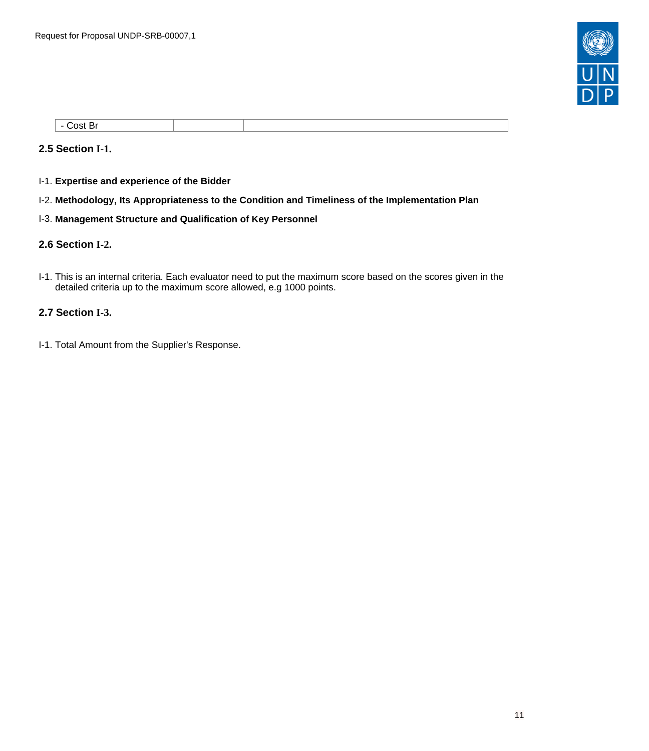| - Cost Br | | |
|---|---|---|

### 2.5 Section I-1.

I-1. **Expertise and experience of the Bidder**

I-2. **Methodology, Its Appropriateness to the Condition and Timeliness of the Implementation Plan**

I-3. **Management Structure and Qualification of Key Personnel**

### 2.6 Section I-2.

I-1. This is an internal criteria. Each evaluator need to put the maximum score based on the scores given in the detailed criteria up to the maximum score allowed, e.g 1000 points.

### 2.7 Section I-3.

I-1. Total Amount from the Supplier's Response.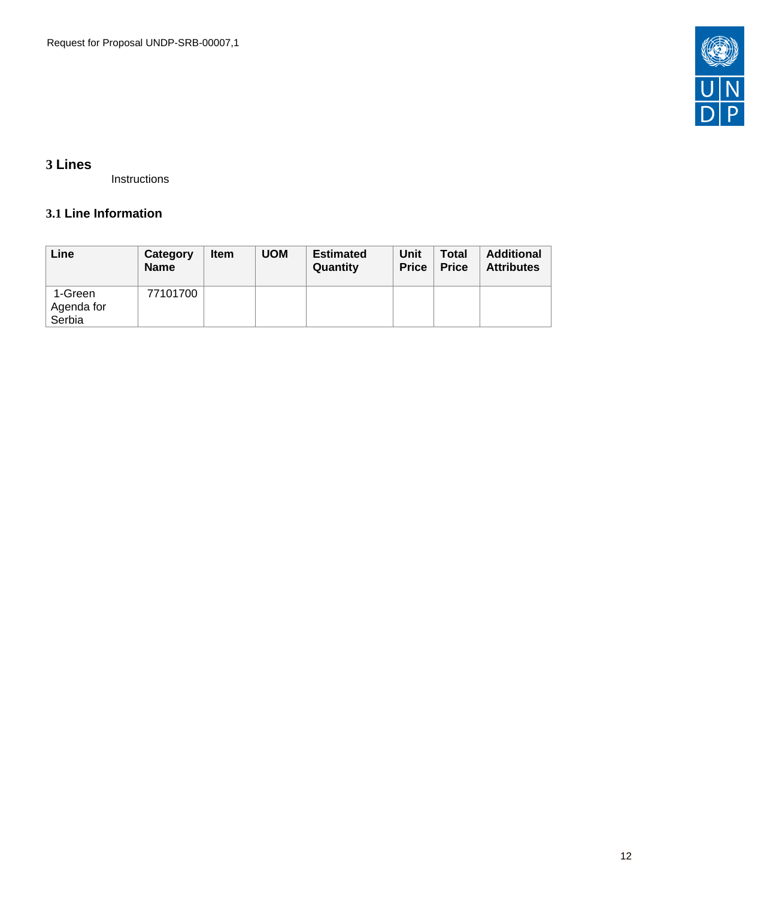## 3 Lines

Instructions

### 3.1 Line Information

| Line | Category Name | Item | UOM | Estimated Quantity | Unit Price | Total Price | Additional Attributes |
|---|---|---|---|---|---|---|---|
| 1-Green Agenda for Serbia | 77101700 | | | | | | |